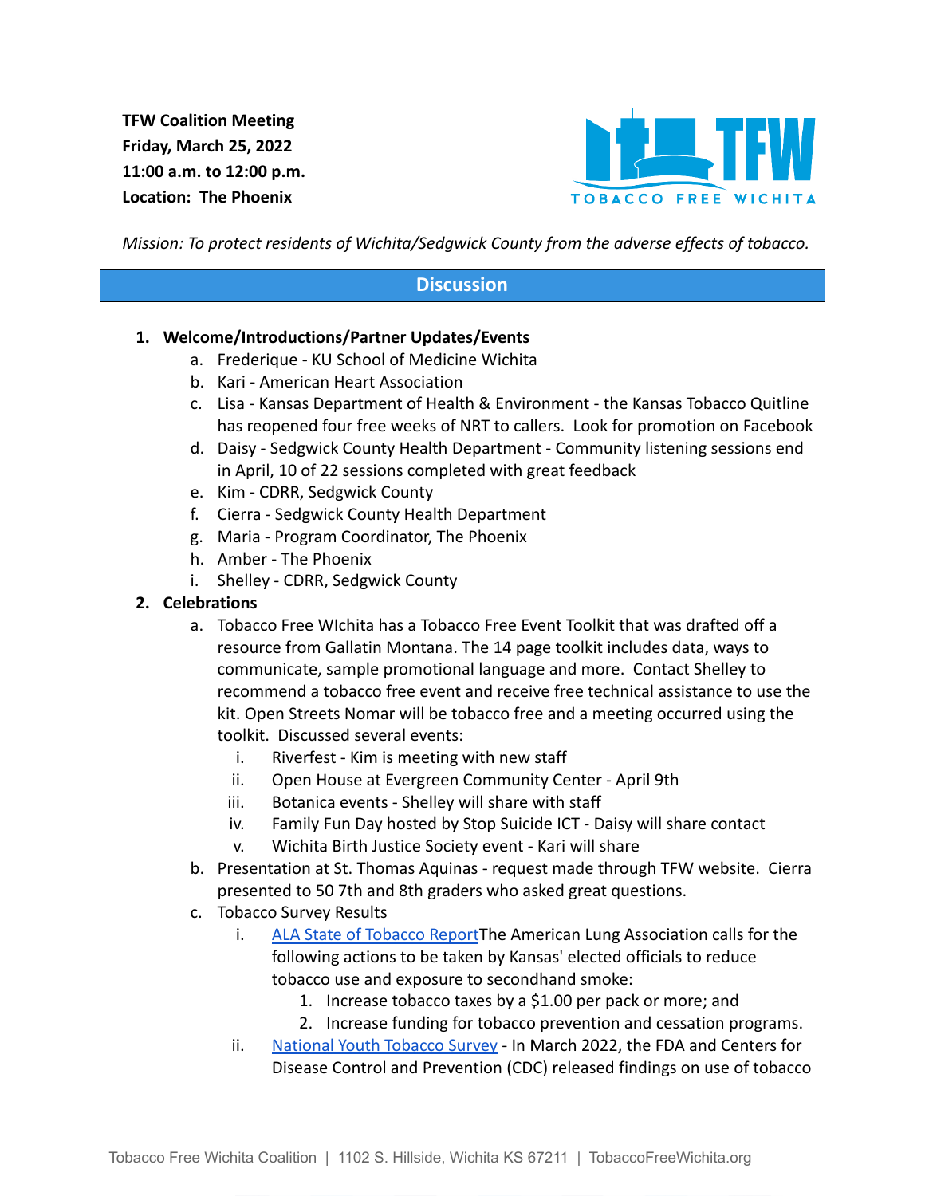**TFW Coalition Meeting**
**Friday, March 25, 2022**
**11:00 a.m. to 12:00 p.m.**
**Location: The Phoenix**

TFW
TOBACCO FREE WICHITA

*Mission: To protect residents of Wichita/Sedgwick County from the adverse effects of tobacco.*

## Discussion

1. **Welcome/Introductions/Partner Updates/Events**
   a. Frederique - KU School of Medicine Wichita
   b. Kari - American Heart Association
   c. Lisa - Kansas Department of Health & Environment - the Kansas Tobacco Quitline has reopened four free weeks of NRT to callers. Look for promotion on Facebook
   d. Daisy - Sedgwick County Health Department - Community listening sessions end in April, 10 of 22 sessions completed with great feedback
   e. Kim - CDRR, Sedgwick County
   f. Cierra - Sedgwick County Health Department
   g. Maria - Program Coordinator, The Phoenix
   h. Amber - The Phoenix
   i. Shelley - CDRR, Sedgwick County
2. **Celebrations**
   a. Tobacco Free WIchita has a Tobacco Free Event Toolkit that was drafted off a resource from Gallatin Montana. The 14 page toolkit includes data, ways to communicate, sample promotional language and more. Contact Shelley to recommend a tobacco free event and receive free technical assistance to use the kit. Open Streets Nomar will be tobacco free and a meeting occurred using the toolkit. Discussed several events:
      i. Riverfest - Kim is meeting with new staff
      ii. Open House at Evergreen Community Center - April 9th
      iii. Botanica events - Shelley will share with staff
      iv. Family Fun Day hosted by Stop Suicide ICT - Daisy will share contact
      v. Wichita Birth Justice Society event - Kari will share
   b. Presentation at St. Thomas Aquinas - request made through TFW website. Cierra presented to 50 7th and 8th graders who asked great questions.
   c. Tobacco Survey Results
      i. ALA State of Tobacco ReportThe American Lung Association calls for the following actions to be taken by Kansas' elected officials to reduce tobacco use and exposure to secondhand smoke:
         1. Increase tobacco taxes by a $1.00 per pack or more; and
         2. Increase funding for tobacco prevention and cessation programs.
      ii. National Youth Tobacco Survey - In March 2022, the FDA and Centers for Disease Control and Prevention (CDC) released findings on use of tobacco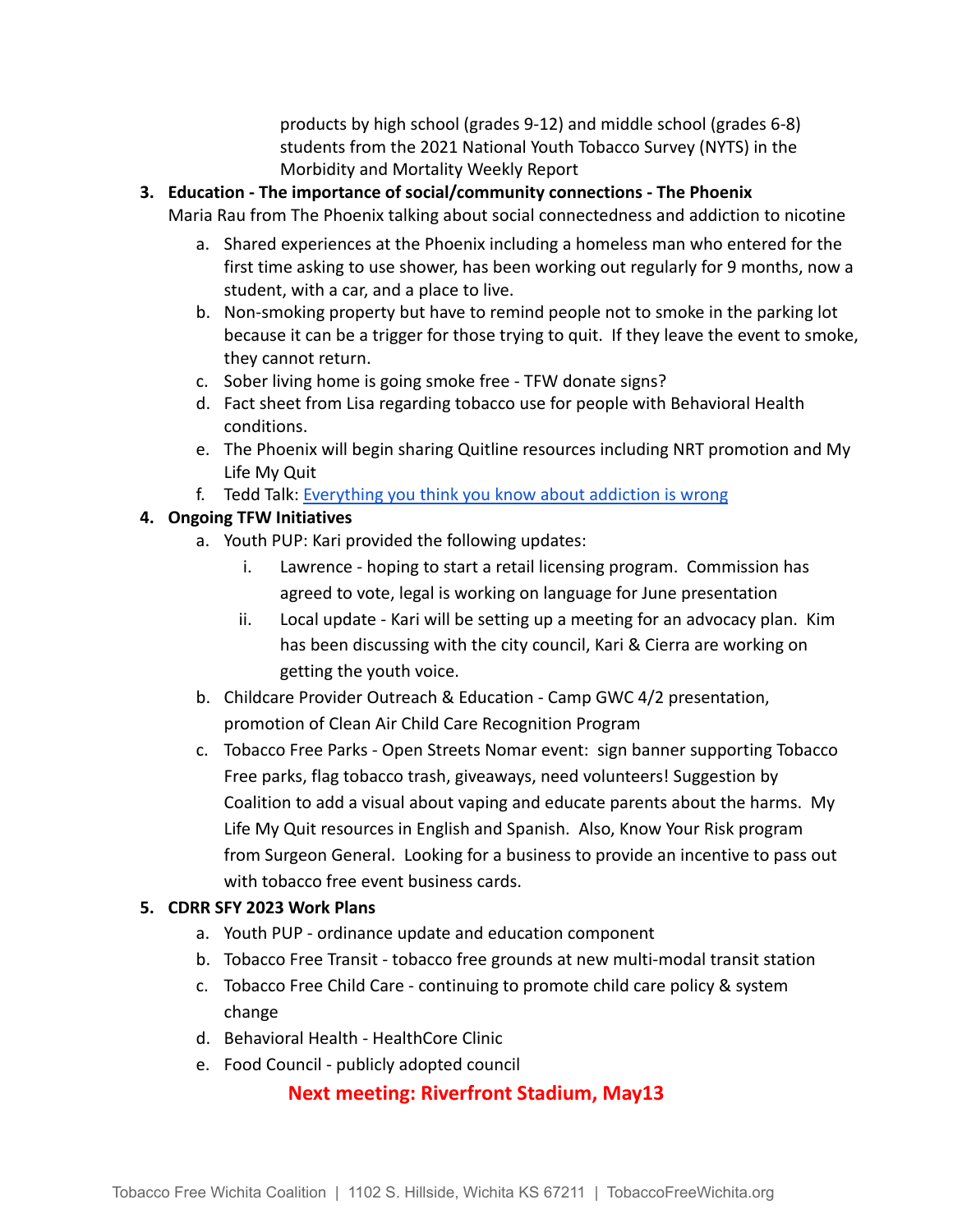products by high school (grades 9-12) and middle school (grades 6-8) students from the 2021 National Youth Tobacco Survey (NYTS) in the Morbidity and Mortality Weekly Report

3. **Education - The importance of social/community connections - The Phoenix**
   Maria Rau from The Phoenix talking about social connectedness and addiction to nicotine
   a. Shared experiences at the Phoenix including a homeless man who entered for the first time asking to use shower, has been working out regularly for 9 months, now a student, with a car, and a place to live.
   b. Non-smoking property but have to remind people not to smoke in the parking lot because it can be a trigger for those trying to quit. If they leave the event to smoke, they cannot return.
   c. Sober living home is going smoke free - TFW donate signs?
   d. Fact sheet from Lisa regarding tobacco use for people with Behavioral Health conditions.
   e. The Phoenix will begin sharing Quitline resources including NRT promotion and My Life My Quit
   f. Tedd Talk: Everything you think you know about addiction is wrong
4. **Ongoing TFW Initiatives**
   a. Youth PUP: Kari provided the following updates:
      i. Lawrence - hoping to start a retail licensing program. Commission has agreed to vote, legal is working on language for June presentation
      ii. Local update - Kari will be setting up a meeting for an advocacy plan. Kim has been discussing with the city council, Kari & Cierra are working on getting the youth voice.
   b. Childcare Provider Outreach & Education - Camp GWC 4/2 presentation, promotion of Clean Air Child Care Recognition Program
   c. Tobacco Free Parks - Open Streets Nomar event: sign banner supporting Tobacco Free parks, flag tobacco trash, giveaways, need volunteers! Suggestion by Coalition to add a visual about vaping and educate parents about the harms. My Life My Quit resources in English and Spanish. Also, Know Your Risk program from Surgeon General. Looking for a business to provide an incentive to pass out with tobacco free event business cards.
5. **CDRR SFY 2023 Work Plans**
   a. Youth PUP - ordinance update and education component
   b. Tobacco Free Transit - tobacco free grounds at new multi-modal transit station
   c. Tobacco Free Child Care - continuing to promote child care policy & system change
   d. Behavioral Health - HealthCore Clinic
   e. Food Council - publicly adopted council

**Next meeting: Riverfront Stadium, May13**